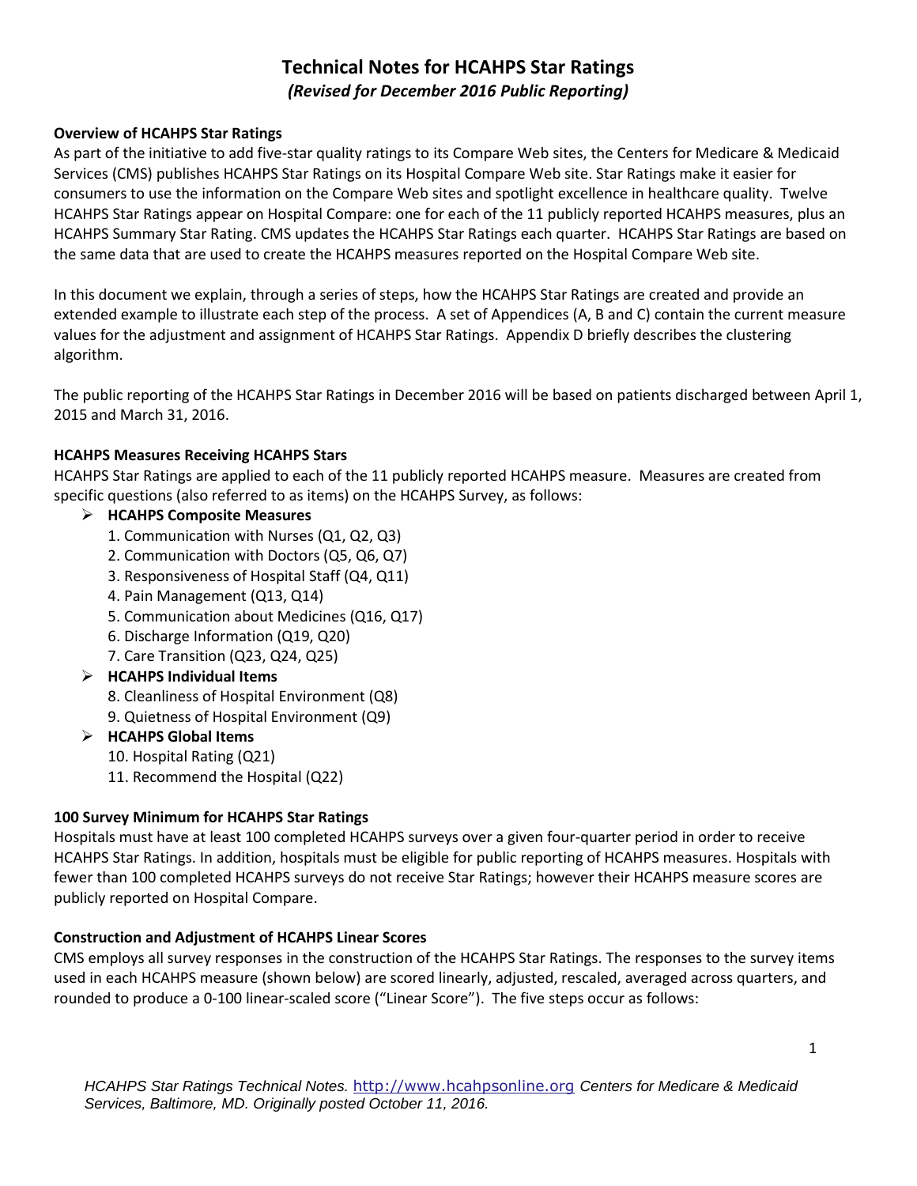# Technical Notes for HCAHPS Star Ratings

*(Revised for December 2016 Public Reporting)*

**Overview of HCAHPS Star Ratings**

As part of the initiative to add five-star quality ratings to its Compare Web sites, the Centers for Medicare & Medicaid Services (CMS) publishes HCAHPS Star Ratings on its Hospital Compare Web site. Star Ratings make it easier for consumers to use the information on the Compare Web sites and spotlight excellence in healthcare quality. Twelve HCAHPS Star Ratings appear on Hospital Compare: one for each of the 11 publicly reported HCAHPS measures, plus an HCAHPS Summary Star Rating. CMS updates the HCAHPS Star Ratings each quarter. HCAHPS Star Ratings are based on the same data that are used to create the HCAHPS measures reported on the Hospital Compare Web site.

In this document we explain, through a series of steps, how the HCAHPS Star Ratings are created and provide an extended example to illustrate each step of the process. A set of Appendices (A, B and C) contain the current measure values for the adjustment and assignment of HCAHPS Star Ratings. Appendix D briefly describes the clustering algorithm.

The public reporting of the HCAHPS Star Ratings in December 2016 will be based on patients discharged between April 1, 2015 and March 31, 2016.

**HCAHPS Measures Receiving HCAHPS Stars**

HCAHPS Star Ratings are applied to each of the 11 publicly reported HCAHPS measure. Measures are created from specific questions (also referred to as items) on the HCAHPS Survey, as follows:

- **HCAHPS Composite Measures**
  1. Communication with Nurses (Q1, Q2, Q3)
  2. Communication with Doctors (Q5, Q6, Q7)
  3. Responsiveness of Hospital Staff (Q4, Q11)
  4. Pain Management (Q13, Q14)
  5. Communication about Medicines (Q16, Q17)
  6. Discharge Information (Q19, Q20)
  7. Care Transition (Q23, Q24, Q25)
- **HCAHPS Individual Items**
  8. Cleanliness of Hospital Environment (Q8)
  9. Quietness of Hospital Environment (Q9)
- **HCAHPS Global Items**
  10. Hospital Rating (Q21)
  11. Recommend the Hospital (Q22)

**100 Survey Minimum for HCAHPS Star Ratings**

Hospitals must have at least 100 completed HCAHPS surveys over a given four-quarter period in order to receive HCAHPS Star Ratings. In addition, hospitals must be eligible for public reporting of HCAHPS measures. Hospitals with fewer than 100 completed HCAHPS surveys do not receive Star Ratings; however their HCAHPS measure scores are publicly reported on Hospital Compare.

**Construction and Adjustment of HCAHPS Linear Scores**

CMS employs all survey responses in the construction of the HCAHPS Star Ratings. The responses to the survey items used in each HCAHPS measure (shown below) are scored linearly, adjusted, rescaled, averaged across quarters, and rounded to produce a 0-100 linear-scaled score ("Linear Score"). The five steps occur as follows: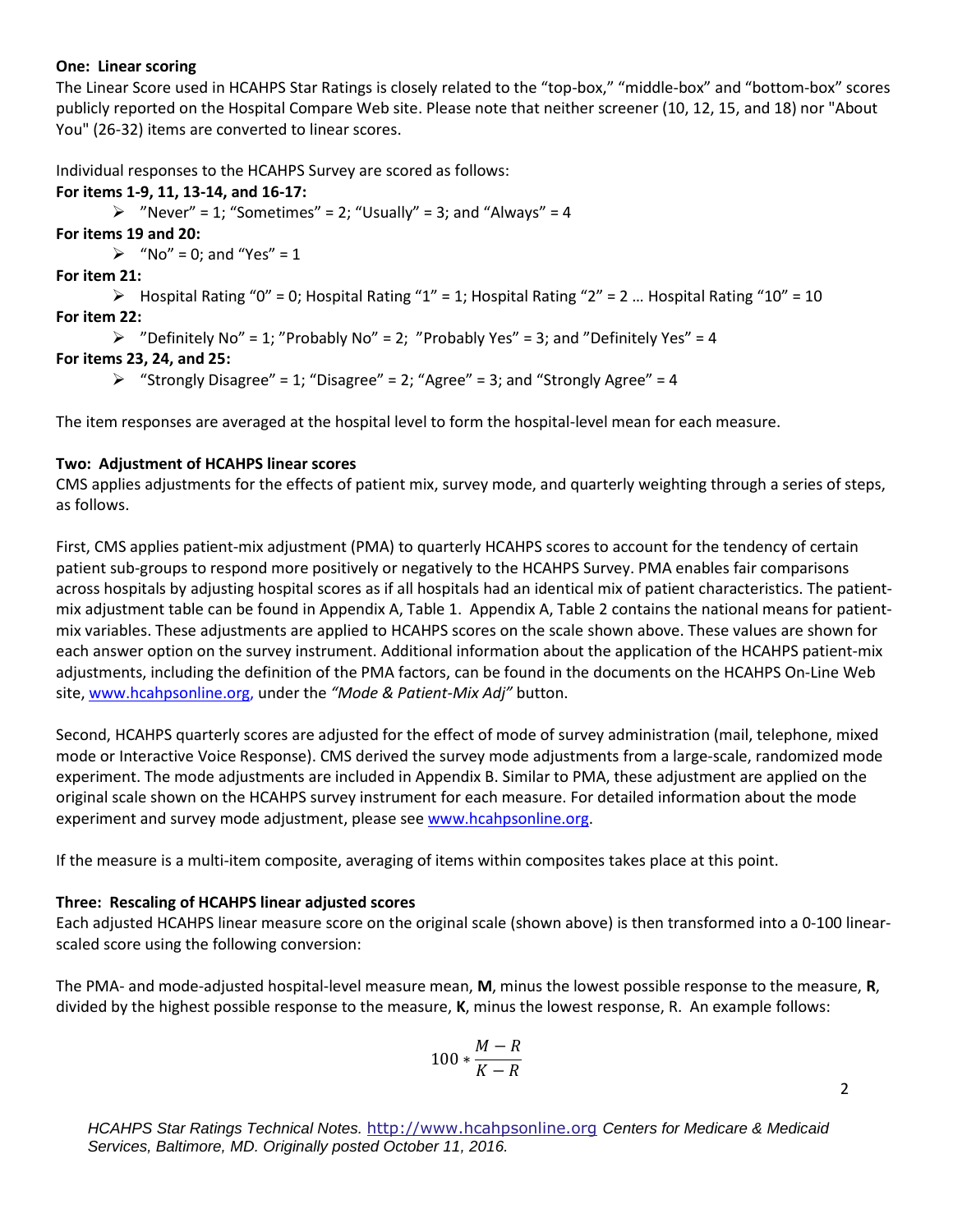**One: Linear scoring**

The Linear Score used in HCAHPS Star Ratings is closely related to the "top-box," "middle-box" and "bottom-box" scores publicly reported on the Hospital Compare Web site. Please note that neither screener (10, 12, 15, and 18) nor "About You" (26-32) items are converted to linear scores.

Individual responses to the HCAHPS Survey are scored as follows:

**For items 1-9, 11, 13-14, and 16-17:**

- "Never" = 1; "Sometimes" = 2; "Usually" = 3; and "Always" = 4

**For items 19 and 20:**

- "No" = 0; and "Yes" = 1

**For item 21:**

- Hospital Rating "0" = 0; Hospital Rating "1" = 1; Hospital Rating "2" = 2 … Hospital Rating "10" = 10

**For item 22:**

- "Definitely No" = 1; "Probably No" = 2; "Probably Yes" = 3; and "Definitely Yes" = 4

**For items 23, 24, and 25:**

- "Strongly Disagree" = 1; "Disagree" = 2; "Agree" = 3; and "Strongly Agree" = 4

The item responses are averaged at the hospital level to form the hospital-level mean for each measure.

**Two: Adjustment of HCAHPS linear scores**

CMS applies adjustments for the effects of patient mix, survey mode, and quarterly weighting through a series of steps, as follows.

First, CMS applies patient-mix adjustment (PMA) to quarterly HCAHPS scores to account for the tendency of certain patient sub-groups to respond more positively or negatively to the HCAHPS Survey. PMA enables fair comparisons across hospitals by adjusting hospital scores as if all hospitals had an identical mix of patient characteristics. The patient-mix adjustment table can be found in Appendix A, Table 1. Appendix A, Table 2 contains the national means for patient-mix variables. These adjustments are applied to HCAHPS scores on the scale shown above. These values are shown for each answer option on the survey instrument. Additional information about the application of the HCAHPS patient-mix adjustments, including the definition of the PMA factors, can be found in the documents on the HCAHPS On-Line Web site, www.hcahpsonline.org, under the *"Mode & Patient-Mix Adj"* button.

Second, HCAHPS quarterly scores are adjusted for the effect of mode of survey administration (mail, telephone, mixed mode or Interactive Voice Response). CMS derived the survey mode adjustments from a large-scale, randomized mode experiment. The mode adjustments are included in Appendix B. Similar to PMA, these adjustment are applied on the original scale shown on the HCAHPS survey instrument for each measure. For detailed information about the mode experiment and survey mode adjustment, please see www.hcahpsonline.org.

If the measure is a multi-item composite, averaging of items within composites takes place at this point.

**Three: Rescaling of HCAHPS linear adjusted scores**

Each adjusted HCAHPS linear measure score on the original scale (shown above) is then transformed into a 0-100 linear-scaled score using the following conversion:

The PMA- and mode-adjusted hospital-level measure mean, **M**, minus the lowest possible response to the measure, **R**, divided by the highest possible response to the measure, **K**, minus the lowest response, R. An example follows:

$$100 * \frac{M - R}{K - R}$$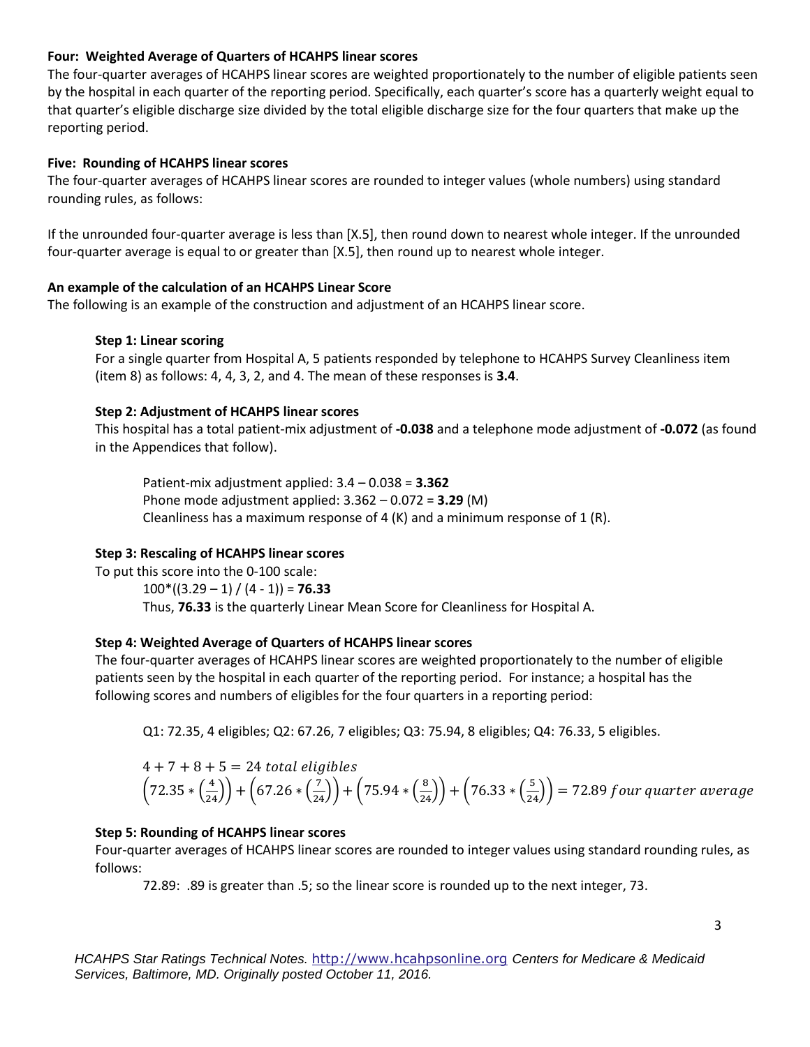**Four: Weighted Average of Quarters of HCAHPS linear scores**

The four-quarter averages of HCAHPS linear scores are weighted proportionately to the number of eligible patients seen by the hospital in each quarter of the reporting period. Specifically, each quarter's score has a quarterly weight equal to that quarter's eligible discharge size divided by the total eligible discharge size for the four quarters that make up the reporting period.

**Five: Rounding of HCAHPS linear scores**

The four-quarter averages of HCAHPS linear scores are rounded to integer values (whole numbers) using standard rounding rules, as follows:

If the unrounded four-quarter average is less than [X.5], then round down to nearest whole integer. If the unrounded four-quarter average is equal to or greater than [X.5], then round up to nearest whole integer.

**An example of the calculation of an HCAHPS Linear Score**

The following is an example of the construction and adjustment of an HCAHPS linear score.

**Step 1: Linear scoring**

For a single quarter from Hospital A, 5 patients responded by telephone to HCAHPS Survey Cleanliness item (item 8) as follows: 4, 4, 3, 2, and 4. The mean of these responses is **3.4**.

**Step 2: Adjustment of HCAHPS linear scores**

This hospital has a total patient-mix adjustment of **-0.038** and a telephone mode adjustment of **-0.072** (as found in the Appendices that follow).

Patient-mix adjustment applied: 3.4 – 0.038 = **3.362**
Phone mode adjustment applied: 3.362 – 0.072 = **3.29** (M)
Cleanliness has a maximum response of 4 (K) and a minimum response of 1 (R).

**Step 3: Rescaling of HCAHPS linear scores**

To put this score into the 0-100 scale:

100*((3.29 – 1) / (4 - 1)) = **76.33**

Thus, **76.33** is the quarterly Linear Mean Score for Cleanliness for Hospital A.

**Step 4: Weighted Average of Quarters of HCAHPS linear scores**

The four-quarter averages of HCAHPS linear scores are weighted proportionately to the number of eligible patients seen by the hospital in each quarter of the reporting period. For instance; a hospital has the following scores and numbers of eligibles for the four quarters in a reporting period:

Q1: 72.35, 4 eligibles; Q2: 67.26, 7 eligibles; Q3: 75.94, 8 eligibles; Q4: 76.33, 5 eligibles.

$$4 + 7 + 8 + 5 = 24 \ total\ eligibles$$

$$\left(72.35 * \left(\frac{4}{24}\right)\right) + \left(67.26 * \left(\frac{7}{24}\right)\right) + \left(75.94 * \left(\frac{8}{24}\right)\right) + \left(76.33 * \left(\frac{5}{24}\right)\right) = 72.89 \ four\ quarter\ average$$

**Step 5: Rounding of HCAHPS linear scores**

Four-quarter averages of HCAHPS linear scores are rounded to integer values using standard rounding rules, as follows:

72.89: .89 is greater than .5; so the linear score is rounded up to the next integer, 73.

*HCAHPS Star Ratings Technical Notes.* http://www.hcahpsonline.org *Centers for Medicare & Medicaid Services, Baltimore, MD. Originally posted October 11, 2016.*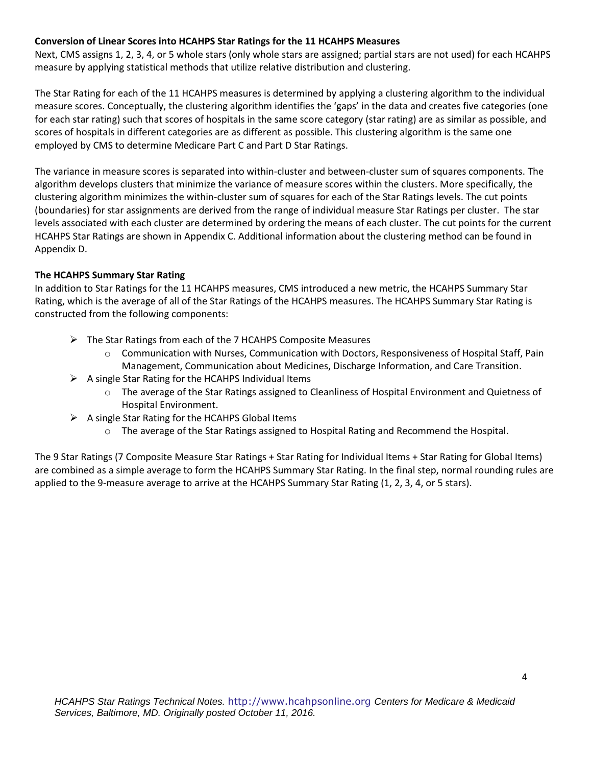**Conversion of Linear Scores into HCAHPS Star Ratings for the 11 HCAHPS Measures**

Next, CMS assigns 1, 2, 3, 4, or 5 whole stars (only whole stars are assigned; partial stars are not used) for each HCAHPS measure by applying statistical methods that utilize relative distribution and clustering.

The Star Rating for each of the 11 HCAHPS measures is determined by applying a clustering algorithm to the individual measure scores. Conceptually, the clustering algorithm identifies the 'gaps' in the data and creates five categories (one for each star rating) such that scores of hospitals in the same score category (star rating) are as similar as possible, and scores of hospitals in different categories are as different as possible. This clustering algorithm is the same one employed by CMS to determine Medicare Part C and Part D Star Ratings.

The variance in measure scores is separated into within-cluster and between-cluster sum of squares components. The algorithm develops clusters that minimize the variance of measure scores within the clusters. More specifically, the clustering algorithm minimizes the within-cluster sum of squares for each of the Star Ratings levels. The cut points (boundaries) for star assignments are derived from the range of individual measure Star Ratings per cluster. The star levels associated with each cluster are determined by ordering the means of each cluster. The cut points for the current HCAHPS Star Ratings are shown in Appendix C. Additional information about the clustering method can be found in Appendix D.

**The HCAHPS Summary Star Rating**

In addition to Star Ratings for the 11 HCAHPS measures, CMS introduced a new metric, the HCAHPS Summary Star Rating, which is the average of all of the Star Ratings of the HCAHPS measures. The HCAHPS Summary Star Rating is constructed from the following components:

- The Star Ratings from each of the 7 HCAHPS Composite Measures
  - Communication with Nurses, Communication with Doctors, Responsiveness of Hospital Staff, Pain Management, Communication about Medicines, Discharge Information, and Care Transition.
- A single Star Rating for the HCAHPS Individual Items
  - The average of the Star Ratings assigned to Cleanliness of Hospital Environment and Quietness of Hospital Environment.
- A single Star Rating for the HCAHPS Global Items
  - The average of the Star Ratings assigned to Hospital Rating and Recommend the Hospital.

The 9 Star Ratings (7 Composite Measure Star Ratings + Star Rating for Individual Items + Star Rating for Global Items) are combined as a simple average to form the HCAHPS Summary Star Rating. In the final step, normal rounding rules are applied to the 9-measure average to arrive at the HCAHPS Summary Star Rating (1, 2, 3, 4, or 5 stars).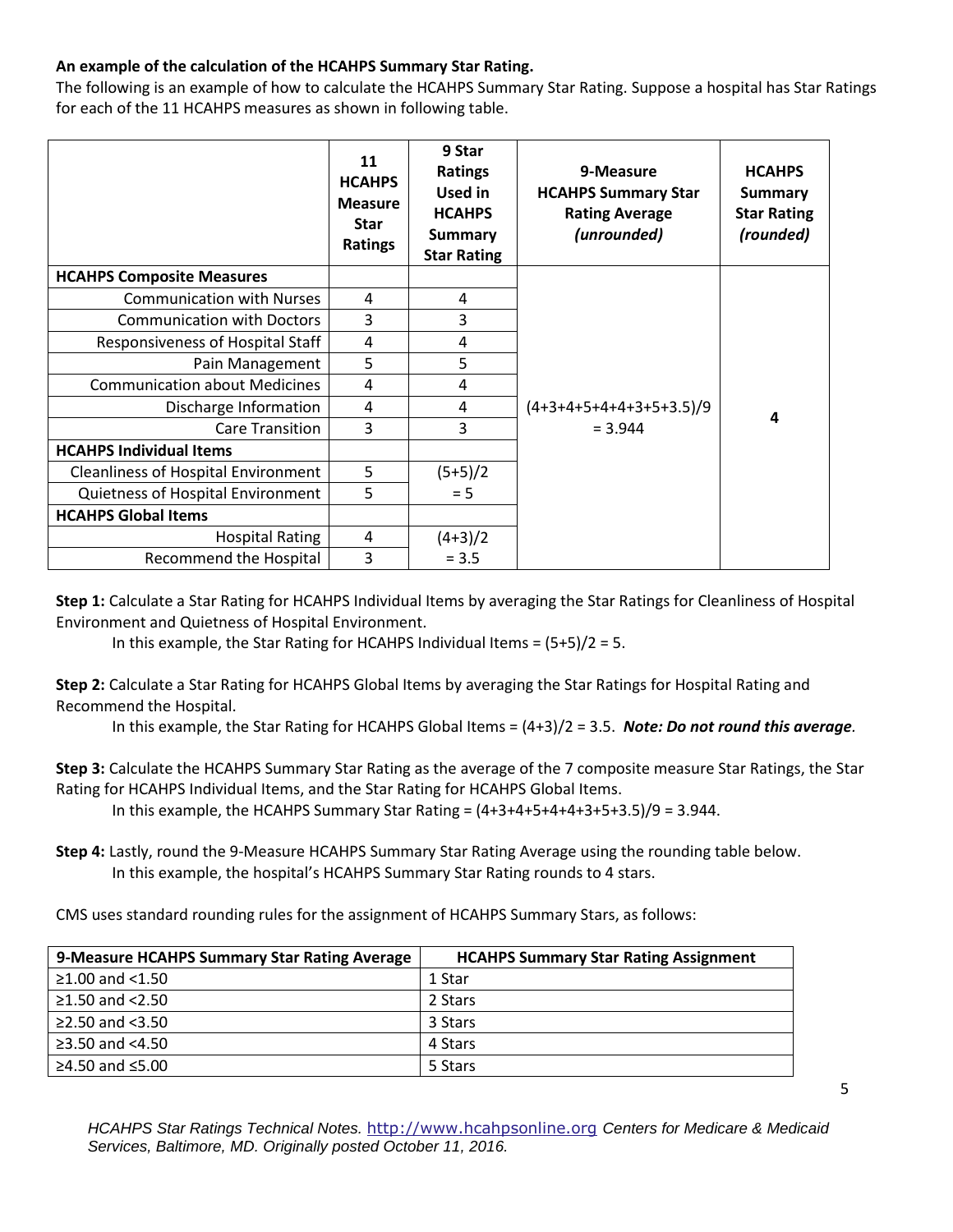**An example of the calculation of the HCAHPS Summary Star Rating.**

The following is an example of how to calculate the HCAHPS Summary Star Rating. Suppose a hospital has Star Ratings for each of the 11 HCAHPS measures as shown in following table.

| | 11 HCAHPS Measure Star Ratings | 9 Star Ratings Used in HCAHPS Summary Star Rating | 9-Measure HCAHPS Summary Star Rating Average *(unrounded)* | HCAHPS Summary Star Rating *(rounded)* |
|---|---|---|---|---|
| **HCAHPS Composite Measures** | | | (4+3+4+5+4+4+3+5+3.5)/9 = 3.944 | 4 |
| Communication with Nurses | 4 | 4 | | |
| Communication with Doctors | 3 | 3 | | |
| Responsiveness of Hospital Staff | 4 | 4 | | |
| Pain Management | 5 | 5 | | |
| Communication about Medicines | 4 | 4 | | |
| Discharge Information | 4 | 4 | | |
| Care Transition | 3 | 3 | | |
| **HCAHPS Individual Items** | | | | |
| Cleanliness of Hospital Environment | 5 | (5+5)/2 = 5 | | |
| Quietness of Hospital Environment | 5 | | | |
| **HCAHPS Global Items** | | | | |
| Hospital Rating | 4 | (4+3)/2 = 3.5 | | |
| Recommend the Hospital | 3 | | | |

**Step 1:** Calculate a Star Rating for HCAHPS Individual Items by averaging the Star Ratings for Cleanliness of Hospital Environment and Quietness of Hospital Environment.

In this example, the Star Rating for HCAHPS Individual Items = (5+5)/2 = 5.

**Step 2:** Calculate a Star Rating for HCAHPS Global Items by averaging the Star Ratings for Hospital Rating and Recommend the Hospital.

In this example, the Star Rating for HCAHPS Global Items = (4+3)/2 = 3.5. ***Note: Do not round this average.***

**Step 3:** Calculate the HCAHPS Summary Star Rating as the average of the 7 composite measure Star Ratings, the Star Rating for HCAHPS Individual Items, and the Star Rating for HCAHPS Global Items.

In this example, the HCAHPS Summary Star Rating = (4+3+4+5+4+4+3+5+3.5)/9 = 3.944.

**Step 4:** Lastly, round the 9-Measure HCAHPS Summary Star Rating Average using the rounding table below.

In this example, the hospital's HCAHPS Summary Star Rating rounds to 4 stars.

CMS uses standard rounding rules for the assignment of HCAHPS Summary Stars, as follows:

| 9-Measure HCAHPS Summary Star Rating Average | HCAHPS Summary Star Rating Assignment |
|---|---|
| ≥1.00 and <1.50 | 1 Star |
| ≥1.50 and <2.50 | 2 Stars |
| ≥2.50 and <3.50 | 3 Stars |
| ≥3.50 and <4.50 | 4 Stars |
| ≥4.50 and ≤5.00 | 5 Stars |

*HCAHPS Star Ratings Technical Notes.* http://www.hcahpsonline.org *Centers for Medicare & Medicaid Services, Baltimore, MD. Originally posted October 11, 2016.*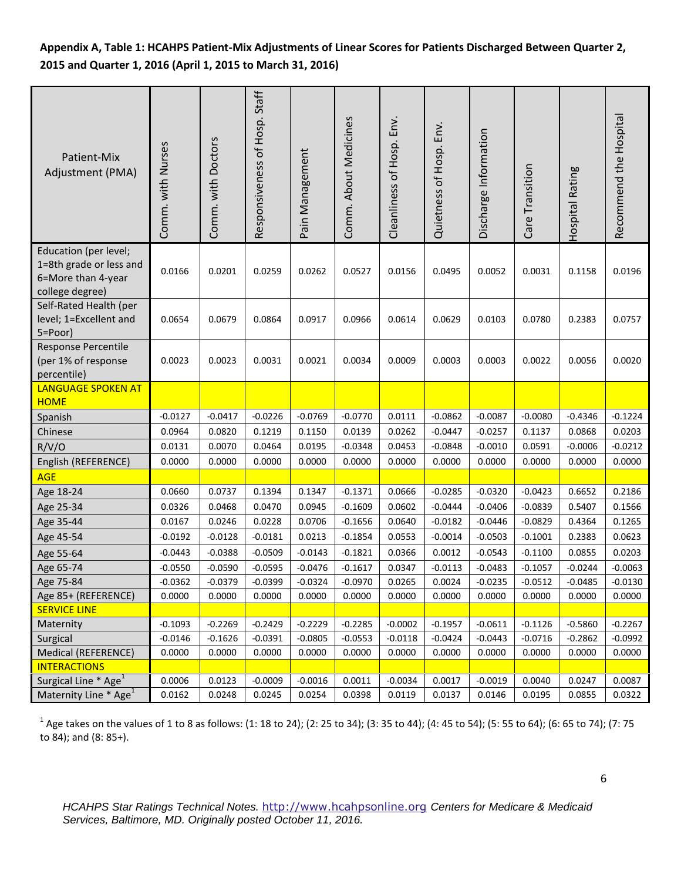**Appendix A, Table 1: HCAHPS Patient-Mix Adjustments of Linear Scores for Patients Discharged Between Quarter 2, 2015 and Quarter 1, 2016 (April 1, 2015 to March 31, 2016)**

| Patient-Mix Adjustment (PMA) | Comm. with Nurses | Comm. with Doctors | Responsiveness of Hosp. Staff | Pain Management | Comm. About Medicines | Cleanliness of Hosp. Env. | Quietness of Hosp. Env. | Discharge Information | Care Transition | Hospital Rating | Recommend the Hospital |
|---|---|---|---|---|---|---|---|---|---|---|---|
| Education (per level; 1=8th grade or less and 6=More than 4-year college degree) | 0.0166 | 0.0201 | 0.0259 | 0.0262 | 0.0527 | 0.0156 | 0.0495 | 0.0052 | 0.0031 | 0.1158 | 0.0196 |
| Self-Rated Health (per level; 1=Excellent and 5=Poor) | 0.0654 | 0.0679 | 0.0864 | 0.0917 | 0.0966 | 0.0614 | 0.0629 | 0.0103 | 0.0780 | 0.2383 | 0.0757 |
| Response Percentile (per 1% of response percentile) | 0.0023 | 0.0023 | 0.0031 | 0.0021 | 0.0034 | 0.0009 | 0.0003 | 0.0003 | 0.0022 | 0.0056 | 0.0020 |
| LANGUAGE SPOKEN AT HOME | | | | | | | | | | | |
| Spanish | -0.0127 | -0.0417 | -0.0226 | -0.0769 | -0.0770 | 0.0111 | -0.0862 | -0.0087 | -0.0080 | -0.4346 | -0.1224 |
| Chinese | 0.0964 | 0.0820 | 0.1219 | 0.1150 | 0.0139 | 0.0262 | -0.0447 | -0.0257 | 0.1137 | 0.0868 | 0.0203 |
| R/V/O | 0.0131 | 0.0070 | 0.0464 | 0.0195 | -0.0348 | 0.0453 | -0.0848 | -0.0010 | 0.0591 | -0.0006 | -0.0212 |
| English (REFERENCE) | 0.0000 | 0.0000 | 0.0000 | 0.0000 | 0.0000 | 0.0000 | 0.0000 | 0.0000 | 0.0000 | 0.0000 | 0.0000 |
| AGE | | | | | | | | | | | |
| Age 18-24 | 0.0660 | 0.0737 | 0.1394 | 0.1347 | -0.1371 | 0.0666 | -0.0285 | -0.0320 | -0.0423 | 0.6652 | 0.2186 |
| Age 25-34 | 0.0326 | 0.0468 | 0.0470 | 0.0945 | -0.1609 | 0.0602 | -0.0444 | -0.0406 | -0.0839 | 0.5407 | 0.1566 |
| Age 35-44 | 0.0167 | 0.0246 | 0.0228 | 0.0706 | -0.1656 | 0.0640 | -0.0182 | -0.0446 | -0.0829 | 0.4364 | 0.1265 |
| Age 45-54 | -0.0192 | -0.0128 | -0.0181 | 0.0213 | -0.1854 | 0.0553 | -0.0014 | -0.0503 | -0.1001 | 0.2383 | 0.0623 |
| Age 55-64 | -0.0443 | -0.0388 | -0.0509 | -0.0143 | -0.1821 | 0.0366 | 0.0012 | -0.0543 | -0.1100 | 0.0855 | 0.0203 |
| Age 65-74 | -0.0550 | -0.0590 | -0.0595 | -0.0476 | -0.1617 | 0.0347 | -0.0113 | -0.0483 | -0.1057 | -0.0244 | -0.0063 |
| Age 75-84 | -0.0362 | -0.0379 | -0.0399 | -0.0324 | -0.0970 | 0.0265 | 0.0024 | -0.0235 | -0.0512 | -0.0485 | -0.0130 |
| Age 85+ (REFERENCE) | 0.0000 | 0.0000 | 0.0000 | 0.0000 | 0.0000 | 0.0000 | 0.0000 | 0.0000 | 0.0000 | 0.0000 | 0.0000 |
| SERVICE LINE | | | | | | | | | | | |
| Maternity | -0.1093 | -0.2269 | -0.2429 | -0.2229 | -0.2285 | -0.0002 | -0.1957 | -0.0611 | -0.1126 | -0.5860 | -0.2267 |
| Surgical | -0.0146 | -0.1626 | -0.0391 | -0.0805 | -0.0553 | -0.0118 | -0.0424 | -0.0443 | -0.0716 | -0.2862 | -0.0992 |
| Medical (REFERENCE) | 0.0000 | 0.0000 | 0.0000 | 0.0000 | 0.0000 | 0.0000 | 0.0000 | 0.0000 | 0.0000 | 0.0000 | 0.0000 |
| INTERACTIONS | | | | | | | | | | | |
| Surgical Line * Age[1] | 0.0006 | 0.0123 | -0.0009 | -0.0016 | 0.0011 | -0.0034 | 0.0017 | -0.0019 | 0.0040 | 0.0247 | 0.0087 |
| Maternity Line * Age[1] | 0.0162 | 0.0248 | 0.0245 | 0.0254 | 0.0398 | 0.0119 | 0.0137 | 0.0146 | 0.0195 | 0.0855 | 0.0322 |

[1] Age takes on the values of 1 to 8 as follows: (1: 18 to 24); (2: 25 to 34); (3: 35 to 44); (4: 45 to 54); (5: 55 to 64); (6: 65 to 74); (7: 75 to 84); and (8: 85+).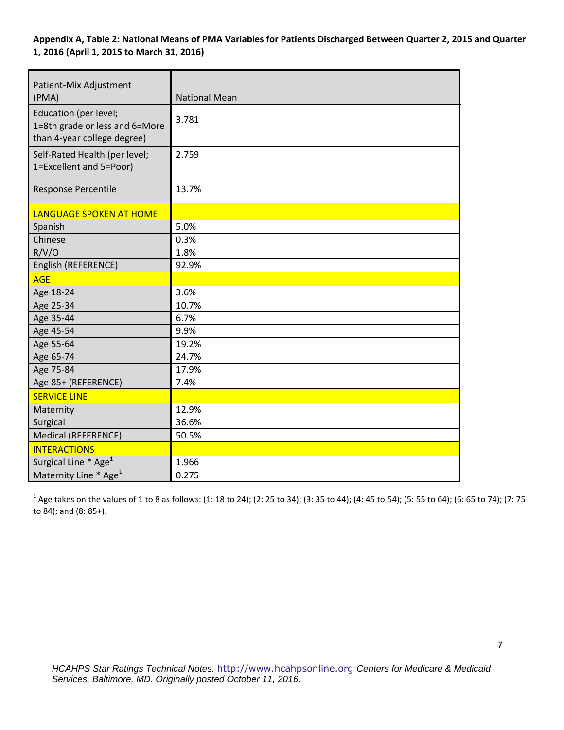**Appendix A, Table 2: National Means of PMA Variables for Patients Discharged Between Quarter 2, 2015 and Quarter 1, 2016 (April 1, 2015 to March 31, 2016)**

| Patient-Mix Adjustment (PMA) | National Mean |
|---|---|
| Education (per level; 1=8th grade or less and 6=More than 4-year college degree) | 3.781 |
| Self-Rated Health (per level; 1=Excellent and 5=Poor) | 2.759 |
| Response Percentile | 13.7% |
| LANGUAGE SPOKEN AT HOME | |
| Spanish | 5.0% |
| Chinese | 0.3% |
| R/V/O | 1.8% |
| English (REFERENCE) | 92.9% |
| AGE | |
| Age 18-24 | 3.6% |
| Age 25-34 | 10.7% |
| Age 35-44 | 6.7% |
| Age 45-54 | 9.9% |
| Age 55-64 | 19.2% |
| Age 65-74 | 24.7% |
| Age 75-84 | 17.9% |
| Age 85+ (REFERENCE) | 7.4% |
| SERVICE LINE | |
| Maternity | 12.9% |
| Surgical | 36.6% |
| Medical (REFERENCE) | 50.5% |
| INTERACTIONS | |
| Surgical Line * Age[1] | 1.966 |
| Maternity Line * Age[1] | 0.275 |

[1] Age takes on the values of 1 to 8 as follows: (1: 18 to 24); (2: 25 to 34); (3: 35 to 44); (4: 45 to 54); (5: 55 to 64); (6: 65 to 74); (7: 75 to 84); and (8: 85+).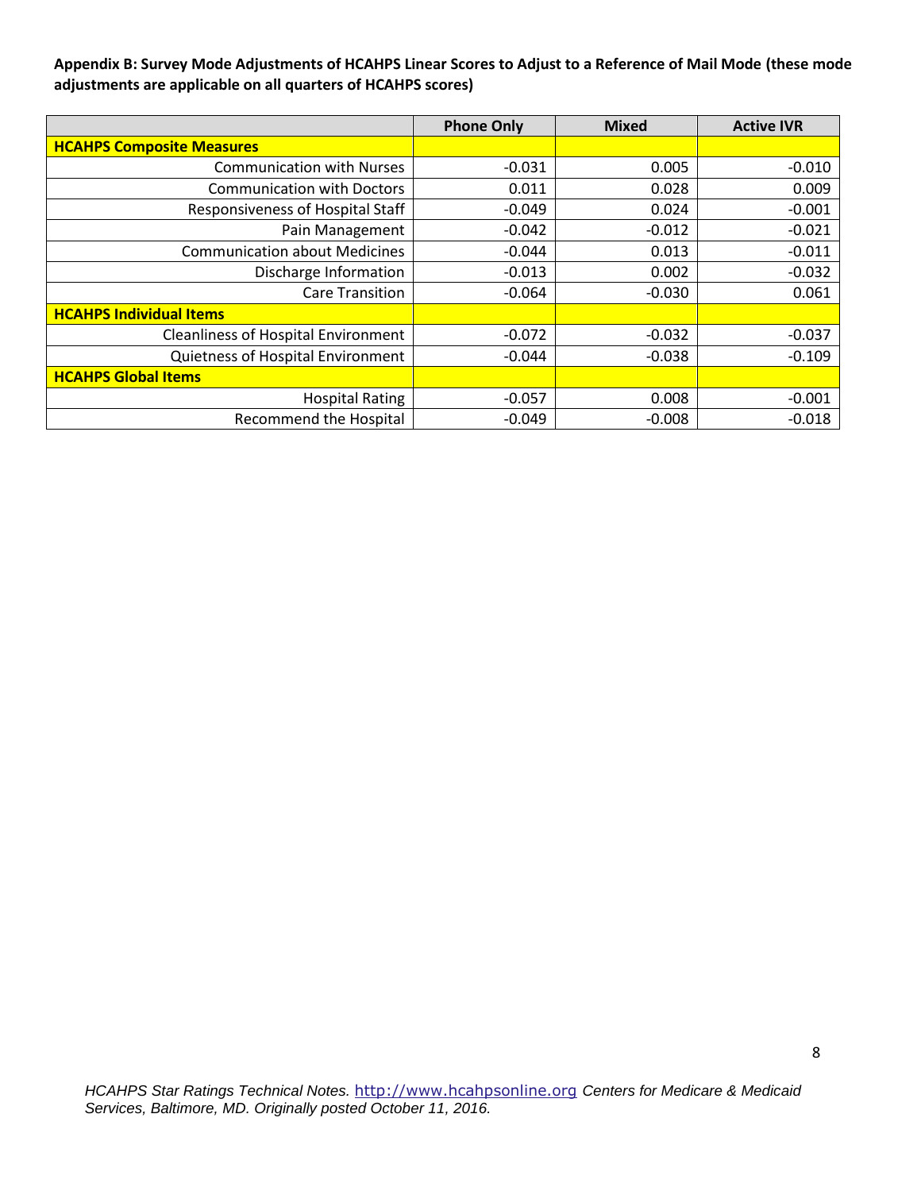**Appendix B: Survey Mode Adjustments of HCAHPS Linear Scores to Adjust to a Reference of Mail Mode (these mode adjustments are applicable on all quarters of HCAHPS scores)**

| | Phone Only | Mixed | Active IVR |
|---|---|---|---|
| **HCAHPS Composite Measures** | | | |
| Communication with Nurses | -0.031 | 0.005 | -0.010 |
| Communication with Doctors | 0.011 | 0.028 | 0.009 |
| Responsiveness of Hospital Staff | -0.049 | 0.024 | -0.001 |
| Pain Management | -0.042 | -0.012 | -0.021 |
| Communication about Medicines | -0.044 | 0.013 | -0.011 |
| Discharge Information | -0.013 | 0.002 | -0.032 |
| Care Transition | -0.064 | -0.030 | 0.061 |
| **HCAHPS Individual Items** | | | |
| Cleanliness of Hospital Environment | -0.072 | -0.032 | -0.037 |
| Quietness of Hospital Environment | -0.044 | -0.038 | -0.109 |
| **HCAHPS Global Items** | | | |
| Hospital Rating | -0.057 | 0.008 | -0.001 |
| Recommend the Hospital | -0.049 | -0.008 | -0.018 |

*HCAHPS Star Ratings Technical Notes.* http://www.hcahpsonline.org *Centers for Medicare & Medicaid Services, Baltimore, MD. Originally posted October 11, 2016.*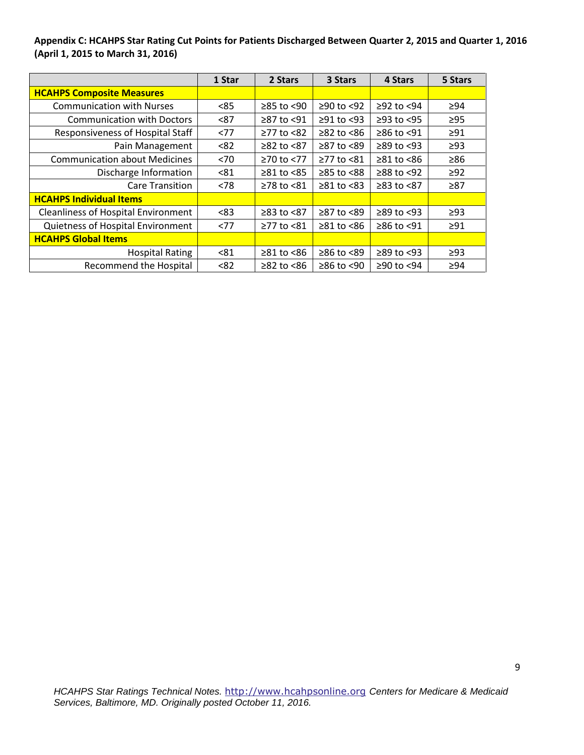**Appendix C: HCAHPS Star Rating Cut Points for Patients Discharged Between Quarter 2, 2015 and Quarter 1, 2016 (April 1, 2015 to March 31, 2016)**

| | 1 Star | 2 Stars | 3 Stars | 4 Stars | 5 Stars |
|---|---|---|---|---|---|
| **HCAHPS Composite Measures** | | | | | |
| Communication with Nurses | <85 | ≥85 to <90 | ≥90 to <92 | ≥92 to <94 | ≥94 |
| Communication with Doctors | <87 | ≥87 to <91 | ≥91 to <93 | ≥93 to <95 | ≥95 |
| Responsiveness of Hospital Staff | <77 | ≥77 to <82 | ≥82 to <86 | ≥86 to <91 | ≥91 |
| Pain Management | <82 | ≥82 to <87 | ≥87 to <89 | ≥89 to <93 | ≥93 |
| Communication about Medicines | <70 | ≥70 to <77 | ≥77 to <81 | ≥81 to <86 | ≥86 |
| Discharge Information | <81 | ≥81 to <85 | ≥85 to <88 | ≥88 to <92 | ≥92 |
| Care Transition | <78 | ≥78 to <81 | ≥81 to <83 | ≥83 to <87 | ≥87 |
| **HCAHPS Individual Items** | | | | | |
| Cleanliness of Hospital Environment | <83 | ≥83 to <87 | ≥87 to <89 | ≥89 to <93 | ≥93 |
| Quietness of Hospital Environment | <77 | ≥77 to <81 | ≥81 to <86 | ≥86 to <91 | ≥91 |
| **HCAHPS Global Items** | | | | | |
| Hospital Rating | <81 | ≥81 to <86 | ≥86 to <89 | ≥89 to <93 | ≥93 |
| Recommend the Hospital | <82 | ≥82 to <86 | ≥86 to <90 | ≥90 to <94 | ≥94 |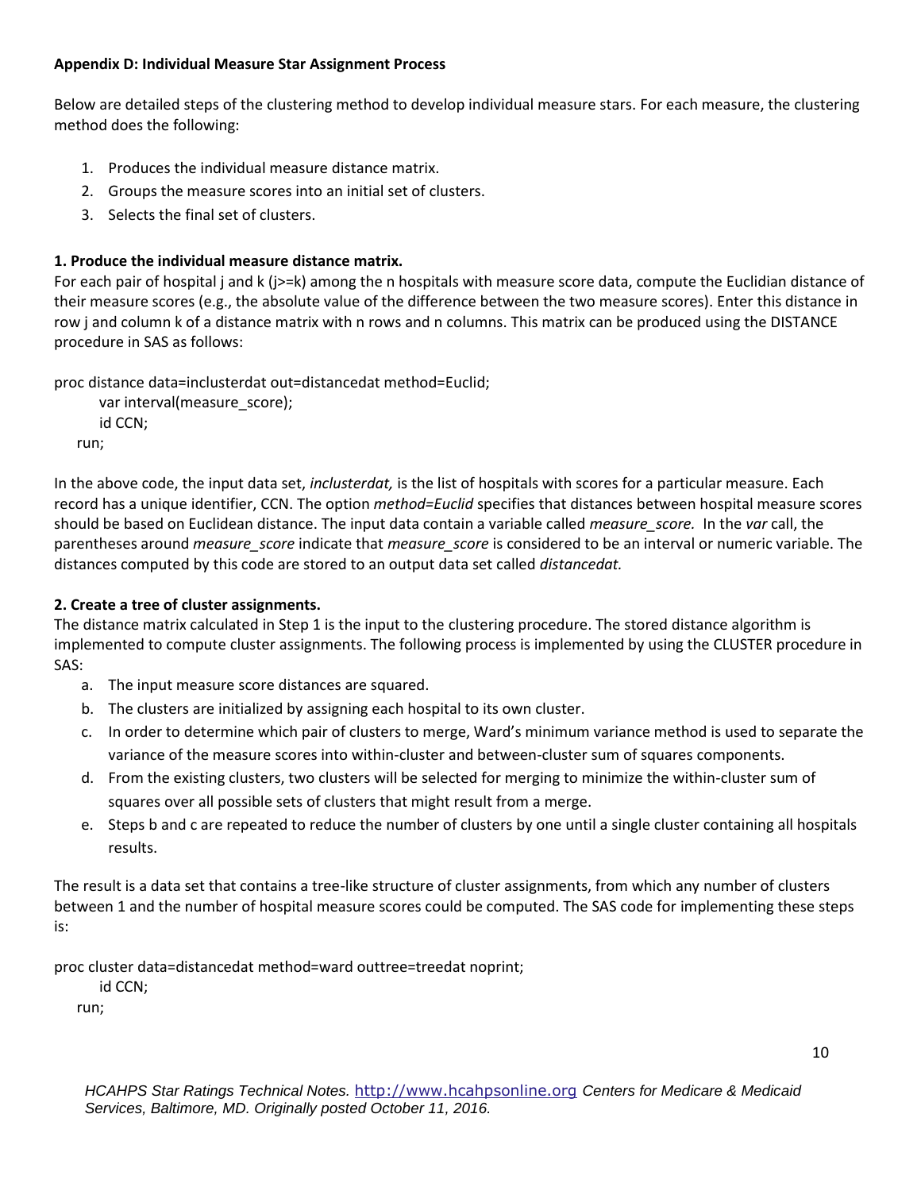**Appendix D: Individual Measure Star Assignment Process**

Below are detailed steps of the clustering method to develop individual measure stars. For each measure, the clustering method does the following:

1. Produces the individual measure distance matrix.
2. Groups the measure scores into an initial set of clusters.
3. Selects the final set of clusters.

**1. Produce the individual measure distance matrix.**

For each pair of hospital j and k (j>=k) among the n hospitals with measure score data, compute the Euclidian distance of their measure scores (e.g., the absolute value of the difference between the two measure scores). Enter this distance in row j and column k of a distance matrix with n rows and n columns. This matrix can be produced using the DISTANCE procedure in SAS as follows:

```
proc distance data=inclusterdat out=distancedat method=Euclid;
     var interval(measure_score);
     id CCN;
  run;
```

In the above code, the input data set, *inclusterdat,* is the list of hospitals with scores for a particular measure. Each record has a unique identifier, CCN. The option *method=Euclid* specifies that distances between hospital measure scores should be based on Euclidean distance. The input data contain a variable called *measure_score.* In the *var* call, the parentheses around *measure_score* indicate that *measure_score* is considered to be an interval or numeric variable. The distances computed by this code are stored to an output data set called *distancedat.*

**2. Create a tree of cluster assignments.**

The distance matrix calculated in Step 1 is the input to the clustering procedure. The stored distance algorithm is implemented to compute cluster assignments. The following process is implemented by using the CLUSTER procedure in SAS:

a. The input measure score distances are squared.
b. The clusters are initialized by assigning each hospital to its own cluster.
c. In order to determine which pair of clusters to merge, Ward's minimum variance method is used to separate the variance of the measure scores into within-cluster and between-cluster sum of squares components.
d. From the existing clusters, two clusters will be selected for merging to minimize the within-cluster sum of squares over all possible sets of clusters that might result from a merge.
e. Steps b and c are repeated to reduce the number of clusters by one until a single cluster containing all hospitals results.

The result is a data set that contains a tree-like structure of cluster assignments, from which any number of clusters between 1 and the number of hospital measure scores could be computed. The SAS code for implementing these steps is:

```
proc cluster data=distancedat method=ward outtree=treedat noprint;
     id CCN;
  run;
```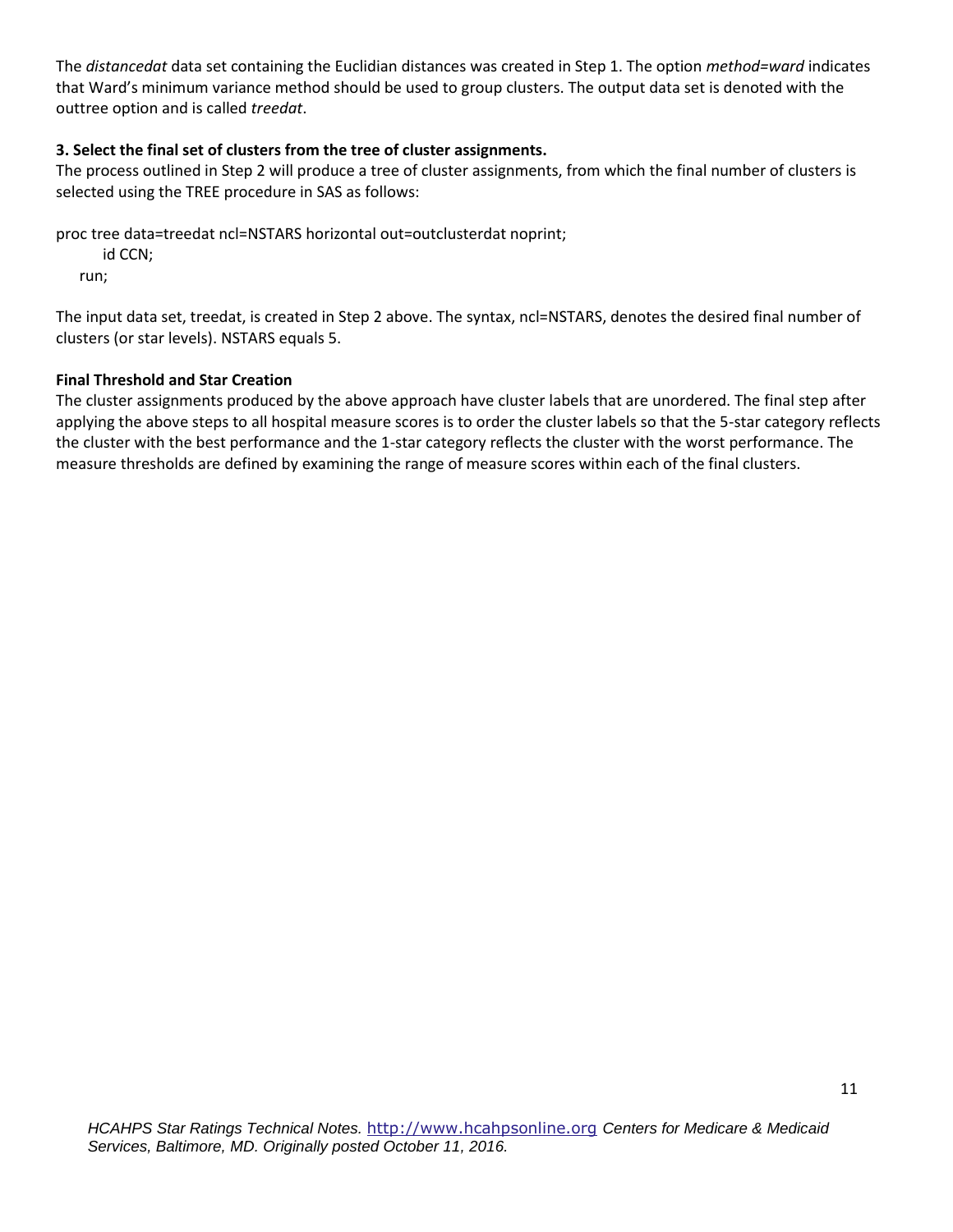The *distancedat* data set containing the Euclidian distances was created in Step 1. The option *method=ward* indicates that Ward's minimum variance method should be used to group clusters. The output data set is denoted with the outtree option and is called *treedat*.

**3. Select the final set of clusters from the tree of cluster assignments.**

The process outlined in Step 2 will produce a tree of cluster assignments, from which the final number of clusters is selected using the TREE procedure in SAS as follows:

```
proc tree data=treedat ncl=NSTARS horizontal out=outclusterdat noprint;
        id CCN;
    run;
```

The input data set, treedat, is created in Step 2 above. The syntax, ncl=NSTARS, denotes the desired final number of clusters (or star levels). NSTARS equals 5.

**Final Threshold and Star Creation**

The cluster assignments produced by the above approach have cluster labels that are unordered. The final step after applying the above steps to all hospital measure scores is to order the cluster labels so that the 5-star category reflects the cluster with the best performance and the 1-star category reflects the cluster with the worst performance. The measure thresholds are defined by examining the range of measure scores within each of the final clusters.